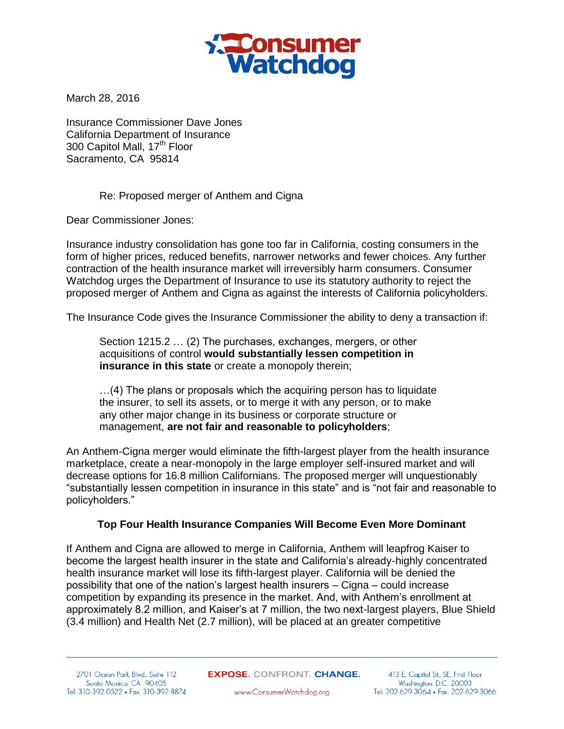March 28, 2016

Insurance Commissioner Dave Jones
California Department of Insurance
300 Capitol Mall, 17th Floor
Sacramento, CA 95814

Re: Proposed merger of Anthem and Cigna

Dear Commissioner Jones:

Insurance industry consolidation has gone too far in California, costing consumers in the form of higher prices, reduced benefits, narrower networks and fewer choices. Any further contraction of the health insurance market will irreversibly harm consumers. Consumer Watchdog urges the Department of Insurance to use its statutory authority to reject the proposed merger of Anthem and Cigna as against the interests of California policyholders.

The Insurance Code gives the Insurance Commissioner the ability to deny a transaction if:

> Section 1215.2 … (2) The purchases, exchanges, mergers, or other acquisitions of control **would substantially lessen competition in insurance in this state** or create a monopoly therein;
>
> …(4) The plans or proposals which the acquiring person has to liquidate the insurer, to sell its assets, or to merge it with any person, or to make any other major change in its business or corporate structure or management, **are not fair and reasonable to policyholders**;

An Anthem-Cigna merger would eliminate the fifth-largest player from the health insurance marketplace, create a near-monopoly in the large employer self-insured market and will decrease options for 16.8 million Californians. The proposed merger will unquestionably "substantially lessen competition in insurance in this state" and is "not fair and reasonable to policyholders."

## Top Four Health Insurance Companies Will Become Even More Dominant

If Anthem and Cigna are allowed to merge in California, Anthem will leapfrog Kaiser to become the largest health insurer in the state and California's already-highly concentrated health insurance market will lose its fifth-largest player. California will be denied the possibility that one of the nation's largest health insurers – Cigna – could increase competition by expanding its presence in the market. And, with Anthem's enrollment at approximately 8.2 million, and Kaiser's at 7 million, the two next-largest players, Blue Shield (3.4 million) and Health Net (2.7 million), will be placed at an greater competitive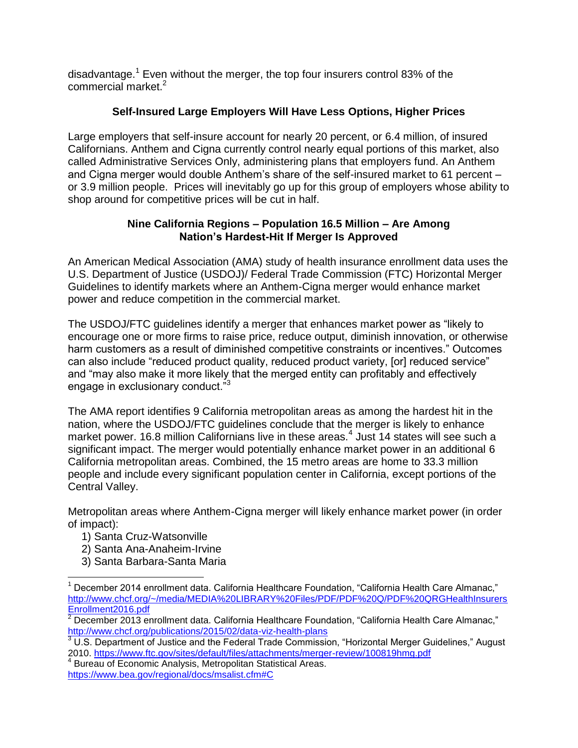disadvantage.[1] Even without the merger, the top four insurers control 83% of the commercial market.[2]

## Self-Insured Large Employers Will Have Less Options, Higher Prices

Large employers that self-insure account for nearly 20 percent, or 6.4 million, of insured Californians. Anthem and Cigna currently control nearly equal portions of this market, also called Administrative Services Only, administering plans that employers fund. An Anthem and Cigna merger would double Anthem's share of the self-insured market to 61 percent – or 3.9 million people. Prices will inevitably go up for this group of employers whose ability to shop around for competitive prices will be cut in half.

## Nine California Regions – Population 16.5 Million – Are Among Nation's Hardest-Hit If Merger Is Approved

An American Medical Association (AMA) study of health insurance enrollment data uses the U.S. Department of Justice (USDOJ)/ Federal Trade Commission (FTC) Horizontal Merger Guidelines to identify markets where an Anthem-Cigna merger would enhance market power and reduce competition in the commercial market.

The USDOJ/FTC guidelines identify a merger that enhances market power as "likely to encourage one or more firms to raise price, reduce output, diminish innovation, or otherwise harm customers as a result of diminished competitive constraints or incentives." Outcomes can also include "reduced product quality, reduced product variety, [or] reduced service" and "may also make it more likely that the merged entity can profitably and effectively engage in exclusionary conduct."[3]

The AMA report identifies 9 California metropolitan areas as among the hardest hit in the nation, where the USDOJ/FTC guidelines conclude that the merger is likely to enhance market power. 16.8 million Californians live in these areas.[4] Just 14 states will see such a significant impact. The merger would potentially enhance market power in an additional 6 California metropolitan areas. Combined, the 15 metro areas are home to 33.3 million people and include every significant population center in California, except portions of the Central Valley.

Metropolitan areas where Anthem-Cigna merger will likely enhance market power (in order of impact):

1) Santa Cruz-Watsonville
2) Santa Ana-Anaheim-Irvine
3) Santa Barbara-Santa Maria

---

[1] December 2014 enrollment data. California Healthcare Foundation, "California Health Care Almanac," http://www.chcf.org/~/media/MEDIA%20LIBRARY%20Files/PDF/PDF%20Q/PDF%20QRGHealthInsurersEnrollment2016.pdf

[2] December 2013 enrollment data. California Healthcare Foundation, "California Health Care Almanac," http://www.chcf.org/publications/2015/02/data-viz-health-plans

[3] U.S. Department of Justice and the Federal Trade Commission, "Horizontal Merger Guidelines," August 2010. https://www.ftc.gov/sites/default/files/attachments/merger-review/100819hmg.pdf

[4] Bureau of Economic Analysis, Metropolitan Statistical Areas. https://www.bea.gov/regional/docs/msalist.cfm#C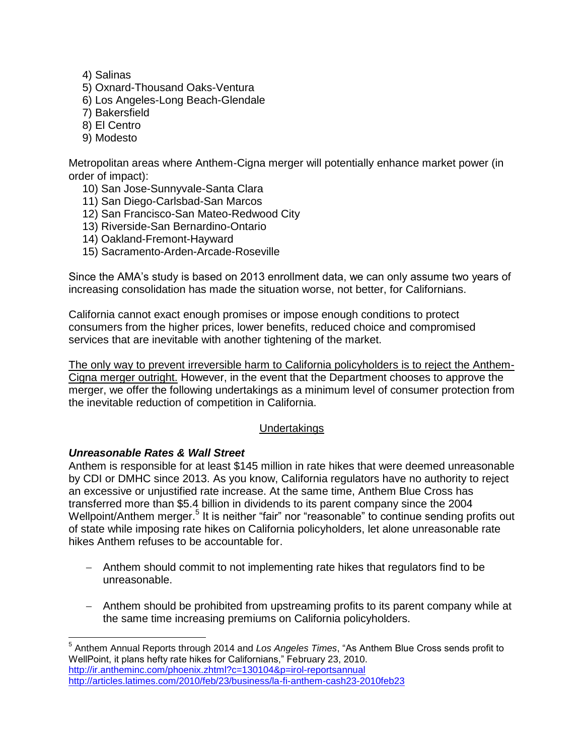4) Salinas
5) Oxnard-Thousand Oaks-Ventura
6) Los Angeles-Long Beach-Glendale
7) Bakersfield
8) El Centro
9) Modesto

Metropolitan areas where Anthem-Cigna merger will potentially enhance market power (in order of impact):

10) San Jose-Sunnyvale-Santa Clara
11) San Diego-Carlsbad-San Marcos
12) San Francisco-San Mateo-Redwood City
13) Riverside-San Bernardino-Ontario
14) Oakland-Fremont-Hayward
15) Sacramento-Arden-Arcade-Roseville

Since the AMA's study is based on 2013 enrollment data, we can only assume two years of increasing consolidation has made the situation worse, not better, for Californians.

California cannot exact enough promises or impose enough conditions to protect consumers from the higher prices, lower benefits, reduced choice and compromised services that are inevitable with another tightening of the market.

<u>The only way to prevent irreversible harm to California policyholders is to reject the Anthem-Cigna merger outright.</u> However, in the event that the Department chooses to approve the merger, we offer the following undertakings as a minimum level of consumer protection from the inevitable reduction of competition in California.

<u>Undertakings</u>

***Unreasonable Rates & Wall Street***

Anthem is responsible for at least $145 million in rate hikes that were deemed unreasonable by CDI or DMHC since 2013. As you know, California regulators have no authority to reject an excessive or unjustified rate increase. At the same time, Anthem Blue Cross has transferred more than $5.4 billion in dividends to its parent company since the 2004 Wellpoint/Anthem merger.[5] It is neither "fair" nor "reasonable" to continue sending profits out of state while imposing rate hikes on California policyholders, let alone unreasonable rate hikes Anthem refuses to be accountable for.

- Anthem should commit to not implementing rate hikes that regulators find to be unreasonable.
- Anthem should be prohibited from upstreaming profits to its parent company while at the same time increasing premiums on California policyholders.

[5] Anthem Annual Reports through 2014 and *Los Angeles Times*, "As Anthem Blue Cross sends profit to WellPoint, it plans hefty rate hikes for Californians," February 23, 2010.
http://ir.antheminc.com/phoenix.zhtml?c=130104&p=irol-reportsannual
http://articles.latimes.com/2010/feb/23/business/la-fi-anthem-cash23-2010feb23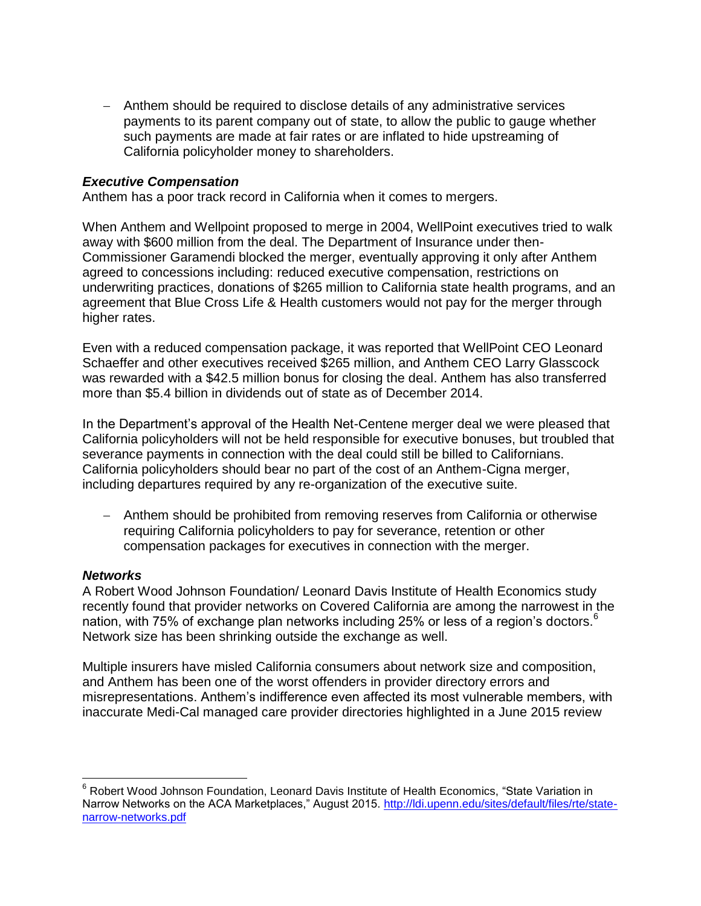- Anthem should be required to disclose details of any administrative services payments to its parent company out of state, to allow the public to gauge whether such payments are made at fair rates or are inflated to hide upstreaming of California policyholder money to shareholders.

***Executive Compensation***

Anthem has a poor track record in California when it comes to mergers.

When Anthem and Wellpoint proposed to merge in 2004, WellPoint executives tried to walk away with $600 million from the deal. The Department of Insurance under then-Commissioner Garamendi blocked the merger, eventually approving it only after Anthem agreed to concessions including: reduced executive compensation, restrictions on underwriting practices, donations of $265 million to California state health programs, and an agreement that Blue Cross Life & Health customers would not pay for the merger through higher rates.

Even with a reduced compensation package, it was reported that WellPoint CEO Leonard Schaeffer and other executives received $265 million, and Anthem CEO Larry Glasscock was rewarded with a $42.5 million bonus for closing the deal. Anthem has also transferred more than $5.4 billion in dividends out of state as of December 2014.

In the Department's approval of the Health Net-Centene merger deal we were pleased that California policyholders will not be held responsible for executive bonuses, but troubled that severance payments in connection with the deal could still be billed to Californians. California policyholders should bear no part of the cost of an Anthem-Cigna merger, including departures required by any re-organization of the executive suite.

- Anthem should be prohibited from removing reserves from California or otherwise requiring California policyholders to pay for severance, retention or other compensation packages for executives in connection with the merger.

***Networks***

A Robert Wood Johnson Foundation/ Leonard Davis Institute of Health Economics study recently found that provider networks on Covered California are among the narrowest in the nation, with 75% of exchange plan networks including 25% or less of a region's doctors.[6] Network size has been shrinking outside the exchange as well.

Multiple insurers have misled California consumers about network size and composition, and Anthem has been one of the worst offenders in provider directory errors and misrepresentations. Anthem's indifference even affected its most vulnerable members, with inaccurate Medi-Cal managed care provider directories highlighted in a June 2015 review

[6] Robert Wood Johnson Foundation, Leonard Davis Institute of Health Economics, "State Variation in Narrow Networks on the ACA Marketplaces," August 2015. http://ldi.upenn.edu/sites/default/files/rte/state-narrow-networks.pdf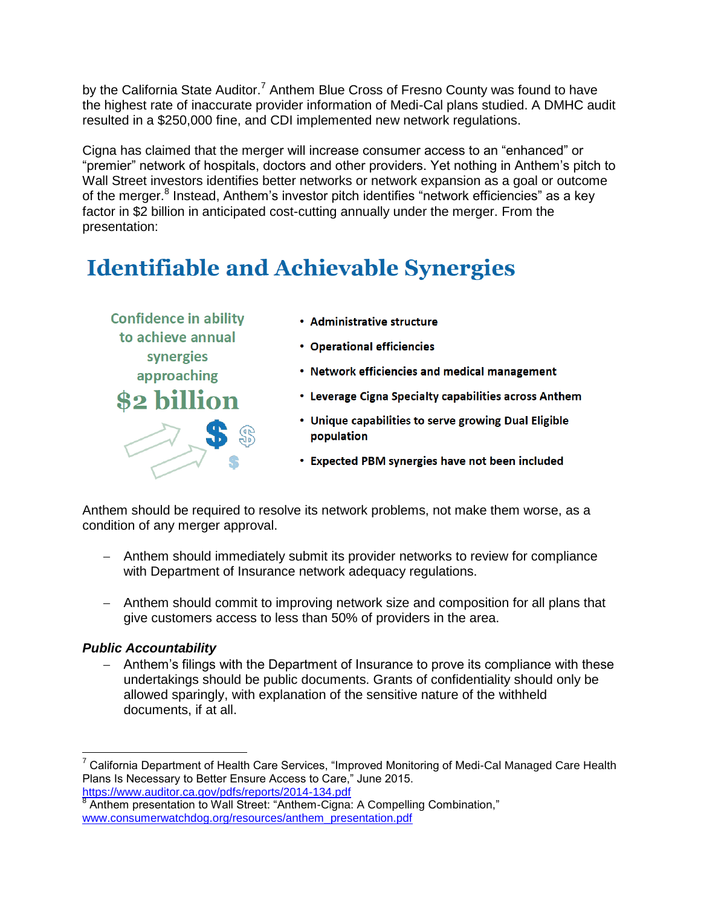by the California State Auditor.[7] Anthem Blue Cross of Fresno County was found to have the highest rate of inaccurate provider information of Medi-Cal plans studied. A DMHC audit resulted in a $250,000 fine, and CDI implemented new network regulations.

Cigna has claimed that the merger will increase consumer access to an "enhanced" or "premier" network of hospitals, doctors and other providers. Yet nothing in Anthem's pitch to Wall Street investors identifies better networks or network expansion as a goal or outcome of the merger.[8] Instead, Anthem's investor pitch identifies "network efficiencies" as a key factor in $2 billion in anticipated cost-cutting annually under the merger. From the presentation:

## Identifiable and Achievable Synergies

Confidence in ability to achieve annual synergies approaching

**$2 billion**

- **Administrative structure**
- **Operational efficiencies**
- **Network efficiencies and medical management**
- **Leverage Cigna Specialty capabilities across Anthem**
- **Unique capabilities to serve growing Dual Eligible population**
- **Expected PBM synergies have not been included**

Anthem should be required to resolve its network problems, not make them worse, as a condition of any merger approval.

- Anthem should immediately submit its provider networks to review for compliance with Department of Insurance network adequacy regulations.
- Anthem should commit to improving network size and composition for all plans that give customers access to less than 50% of providers in the area.

***Public Accountability***

- Anthem's filings with the Department of Insurance to prove its compliance with these undertakings should be public documents. Grants of confidentiality should only be allowed sparingly, with explanation of the sensitive nature of the withheld documents, if at all.

---

[7] California Department of Health Care Services, "Improved Monitoring of Medi-Cal Managed Care Health Plans Is Necessary to Better Ensure Access to Care," June 2015. https://www.auditor.ca.gov/pdfs/reports/2014-134.pdf

[8] Anthem presentation to Wall Street: "Anthem-Cigna: A Compelling Combination," www.consumerwatchdog.org/resources/anthem_presentation.pdf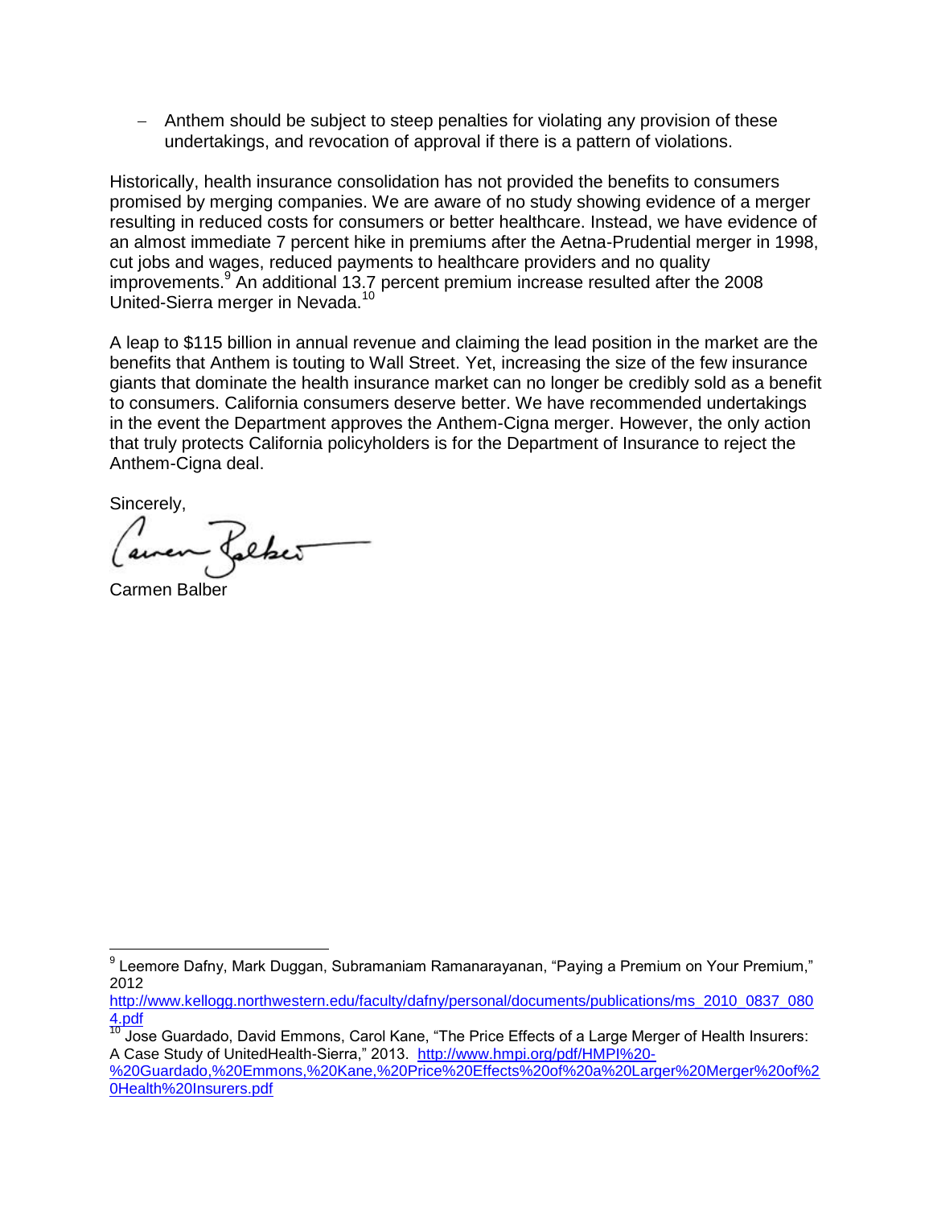- Anthem should be subject to steep penalties for violating any provision of these undertakings, and revocation of approval if there is a pattern of violations.

Historically, health insurance consolidation has not provided the benefits to consumers promised by merging companies. We are aware of no study showing evidence of a merger resulting in reduced costs for consumers or better healthcare. Instead, we have evidence of an almost immediate 7 percent hike in premiums after the Aetna-Prudential merger in 1998, cut jobs and wages, reduced payments to healthcare providers and no quality improvements.[9] An additional 13.7 percent premium increase resulted after the 2008 United-Sierra merger in Nevada.[10]

A leap to $115 billion in annual revenue and claiming the lead position in the market are the benefits that Anthem is touting to Wall Street. Yet, increasing the size of the few insurance giants that dominate the health insurance market can no longer be credibly sold as a benefit to consumers. California consumers deserve better. We have recommended undertakings in the event the Department approves the Anthem-Cigna merger. However, the only action that truly protects California policyholders is for the Department of Insurance to reject the Anthem-Cigna deal.

Sincerely,

Carmen Balber

---

[9] Leemore Dafny, Mark Duggan, Subramaniam Ramanarayanan, "Paying a Premium on Your Premium," 2012 http://www.kellogg.northwestern.edu/faculty/dafny/personal/documents/publications/ms_2010_0837_0804.pdf

[10] Jose Guardado, David Emmons, Carol Kane, "The Price Effects of a Large Merger of Health Insurers: A Case Study of UnitedHealth-Sierra," 2013. http://www.hmpi.org/pdf/HMPI%20-%20Guardado,%20Emmons,%20Kane,%20Price%20Effects%20of%20a%20Larger%20Merger%20of%20Health%20Insurers.pdf